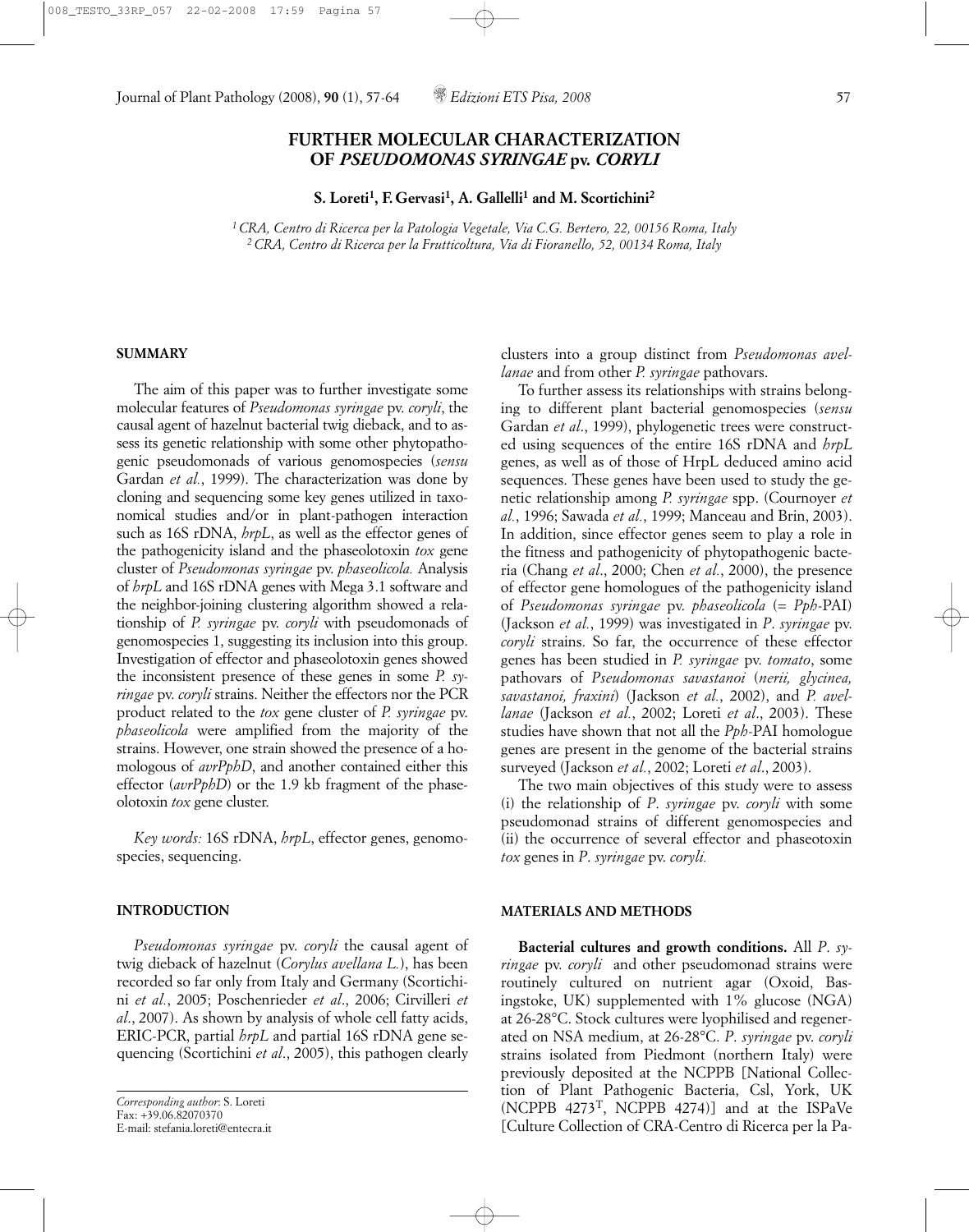# FURTHER MOLECULAR CHARACTERIZATION OF *PSEUDOMONAS SYRINGAE* pv. *CORYLI*

**S. Loreti[1], F. Gervasi[1], A. Gallelli[1] and M. Scortichini[2]**

*[1] CRA, Centro di Ricerca per la Patologia Vegetale, Via C.G. Bertero, 22, 00156 Roma, Italy*
*[2] CRA, Centro di Ricerca per la Frutticoltura, Via di Fioranello, 52, 00134 Roma, Italy*

## SUMMARY

The aim of this paper was to further investigate some molecular features of *Pseudomonas syringae* pv. *coryli*, the causal agent of hazelnut bacterial twig dieback, and to assess its genetic relationship with some other phytopathogenic pseudomonads of various genomospecies (*sensu* Gardan *et al.*, 1999). The characterization was done by cloning and sequencing some key genes utilized in taxonomical studies and/or in plant-pathogen interaction such as 16S rDNA, *hrpL*, as well as the effector genes of the pathogenicity island and the phaseolotoxin *tox* gene cluster of *Pseudomonas syringae* pv. *phaseolicola.* Analysis of *hrpL* and 16S rDNA genes with Mega 3.1 software and the neighbor-joining clustering algorithm showed a relationship of *P. syringae* pv. *coryli* with pseudomonads of genomospecies 1, suggesting its inclusion into this group. Investigation of effector and phaseolotoxin genes showed the inconsistent presence of these genes in some *P. syringae* pv. *coryli* strains. Neither the effectors nor the PCR product related to the *tox* gene cluster of *P. syringae* pv. *phaseolicola* were amplified from the majority of the strains. However, one strain showed the presence of a homologous of *avrPphD*, and another contained either this effector (*avrPphD*) or the 1.9 kb fragment of the phaseolotoxin *tox* gene cluster.

*Key words:* 16S rDNA, *hrpL*, effector genes, genomospecies, sequencing.

## INTRODUCTION

*Pseudomonas syringae* pv. *coryli* the causal agent of twig dieback of hazelnut (*Corylus avellana L.*), has been recorded so far only from Italy and Germany (Scortichini *et al.*, 2005; Poschenrieder *et al*., 2006; Cirvilleri *et al.*, 2007). As shown by analysis of whole cell fatty acids, ERIC-PCR, partial *hrpL* and partial 16S rDNA gene sequencing (Scortichini *et al*., 2005), this pathogen clearly clusters into a group distinct from *Pseudomonas avellanae* and from other *P. syringae* pathovars.

To further assess its relationships with strains belonging to different plant bacterial genomospecies (*sensu* Gardan *et al*., 1999), phylogenetic trees were constructed using sequences of the entire 16S rDNA and *hrpL* genes, as well as of those of HrpL deduced amino acid sequences. These genes have been used to study the genetic relationship among *P. syringae* spp. (Cournoyer *et al.*, 1996; Sawada *et al.*, 1999; Manceau and Brin, 2003). In addition, since effector genes seem to play a role in the fitness and pathogenicity of phytopathogenic bacteria (Chang *et al*., 2000; Chen *et al.*, 2000), the presence of effector gene homologues of the pathogenicity island of *Pseudomonas syringae* pv. *phaseolicola* (= *Pph*-PAI) (Jackson *et al.*, 1999) was investigated in *P. syringae* pv. *coryli* strains. So far, the occurrence of these effector genes has been studied in *P. syringae* pv. *tomato*, some pathovars of *Pseudomonas savastanoi* (*nerii, glycinea, savastanoi, fraxini*) (Jackson *et al.*, 2002), and *P. avellanae* (Jackson *et al.*, 2002; Loreti *et al*., 2003). These studies have shown that not all the *Pph*-PAI homologue genes are present in the genome of the bacterial strains surveyed (Jackson *et al.*, 2002; Loreti *et al*., 2003).

The two main objectives of this study were to assess (i) the relationship of *P. syringae* pv. *coryli* with some pseudomonad strains of different genomospecies and (ii) the occurrence of several effector and phaseotoxin *tox* genes in *P. syringae* pv. *coryli.*

## MATERIALS AND METHODS

**Bacterial cultures and growth conditions.** All *P. syringae* pv. *coryli* and other pseudomonad strains were routinely cultured on nutrient agar (Oxoid, Basingstoke, UK) supplemented with 1% glucose (NGA) at 26-28°C. Stock cultures were lyophilised and regenerated on NSA medium, at 26-28°C. *P. syringae* pv. *coryli* strains isolated from Piedmont (northern Italy) were previously deposited at the NCPPB [National Collection of Plant Pathogenic Bacteria, Csl, York, UK (NCPPB 4273$^T$, NCPPB 4274)] and at the ISPaVe [Culture Collection of CRA-Centro di Ricerca per la Pa-

*Corresponding author*: S. Loreti
Fax: +39.06.82070370
E-mail: stefania.loreti@entecra.it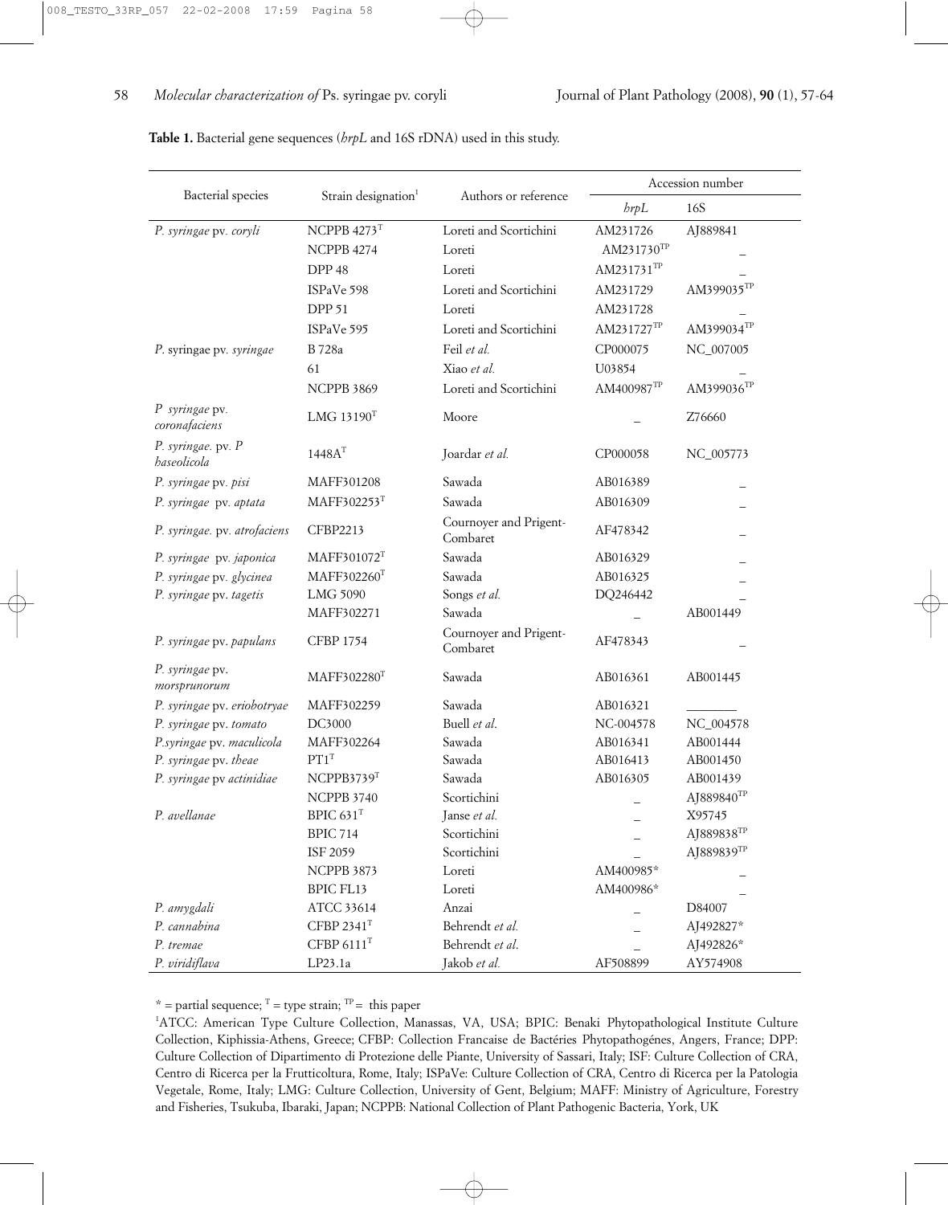**Table 1.** Bacterial gene sequences (*hrpL* and 16S rDNA) used in this study.

| Bacterial species | Strain designation[1] | Authors or reference | Accession number | |
|---|---|---|---|---|
| | | | *hrpL* | 16S |
| *P. syringae* pv. *coryli* | NCPPB 4273$^{T}$ | Loreti and Scortichini | AM231726 | AJ889841 |
| | NCPPB 4274 | Loreti | AM231730$^{TP}$ | _ |
| | DPP 48 | Loreti | AM231731$^{TP}$ | _ |
| | ISPaVe 598 | Loreti and Scortichini | AM231729 | AM399035$^{TP}$ |
| | DPP 51 | Loreti | AM231728 | _ |
| | ISPaVe 595 | Loreti and Scortichini | AM231727$^{TP}$ | AM399034$^{TP}$ |
| *P.* syringae pv. *syringae* | B 728a | Feil *et al.* | CP000075 | NC_007005 |
| | 61 | Xiao *et al.* | U03854 | _ |
| | NCPPB 3869 | Loreti and Scortichini | AM400987$^{TP}$ | AM399036$^{TP}$ |
| *P syringae* pv. *coronafaciens* | LMG 13190$^{T}$ | Moore | _ | Z76660 |
| *P. syringae.* pv. *P haseolicola* | 1448A$^{T}$ | Joardar *et al.* | CP000058 | NC_005773 |
| *P. syringae* pv. *pisi* | MAFF301208 | Sawada | AB016389 | _ |
| *P. syringae* pv. *aptata* | MAFF302253$^{T}$ | Sawada | AB016309 | _ |
| *P. syringae.* pv. *atrofaciens* | CFBP2213 | Cournoyer and Prigent-Combaret | AF478342 | _ |
| *P. syringae* pv. *japonica* | MAFF301072$^{T}$ | Sawada | AB016329 | _ |
| *P. syringae* pv. *glycinea* | MAFF302260$^{T}$ | Sawada | AB016325 | _ |
| *P. syringae* pv. *tagetis* | LMG 5090 | Songs *et al.* | DQ246442 | _ |
| | MAFF302271 | Sawada | _ | AB001449 |
| *P. syringae* pv. *papulans* | CFBP 1754 | Cournoyer and Prigent-Combaret | AF478343 | _ |
| *P. syringae* pv. *morsprunorum* | MAFF302280$^{T}$ | Sawada | AB016361 | AB001445 |
| *P. syringae* pv. *eriobotryae* | MAFF302259 | Sawada | AB016321 | ________ |
| *P. syringae* pv. *tomato* | DC3000 | Buell *et al.* | NC-004578 | NC_004578 |
| *P.syringae* pv. *maculicola* | MAFF302264 | Sawada | AB016341 | AB001444 |
| *P. syringae* pv. *theae* | PT1$^{T}$ | Sawada | AB016413 | AB001450 |
| *P. syringae* pv *actinidiae* | NCPPB3739$^{T}$ | Sawada | AB016305 | AB001439 |
| | NCPPB 3740 | Scortichini | _ | AJ889840$^{TP}$ |
| *P. avellanae* | BPIC 631$^{T}$ | Janse *et al.* | _ | X95745 |
| | BPIC 714 | Scortichini | _ | AJ889838$^{TP}$ |
| | ISF 2059 | Scortichini | _ | AJ889839$^{TP}$ |
| | NCPPB 3873 | Loreti | AM400985* | _ |
| | BPIC FL13 | Loreti | AM400986* | _ |
| *P. amygdali* | ATCC 33614 | Anzai | _ | D84007 |
| *P. cannabina* | CFBP 2341$^{T}$ | Behrendt *et al.* | _ | AJ492827* |
| *P. tremae* | CFBP 6111$^{T}$ | Behrendt *et al.* | _ | AJ492826* |
| *P. viridiflava* | LP23.1a | Jakob *et al.* | AF508899 | AY574908 |

\* = partial sequence; $^{T}$ = type strain; $^{TP}$ = this paper

[1]ATCC: American Type Culture Collection, Manassas, VA, USA; BPIC: Benaki Phytopathological Institute Culture Collection, Kiphissia-Athens, Greece; CFBP: Collection Francaise de Bactéries Phytopathogénes, Angers, France; DPP: Culture Collection of Dipartimento di Protezione delle Piante, University of Sassari, Italy; ISF: Culture Collection of CRA, Centro di Ricerca per la Frutticoltura, Rome, Italy; ISPaVe: Culture Collection of CRA, Centro di Ricerca per la Patologia Vegetale, Rome, Italy; LMG: Culture Collection, University of Gent, Belgium; MAFF: Ministry of Agriculture, Forestry and Fisheries, Tsukuba, Ibaraki, Japan; NCPPB: National Collection of Plant Pathogenic Bacteria, York, UK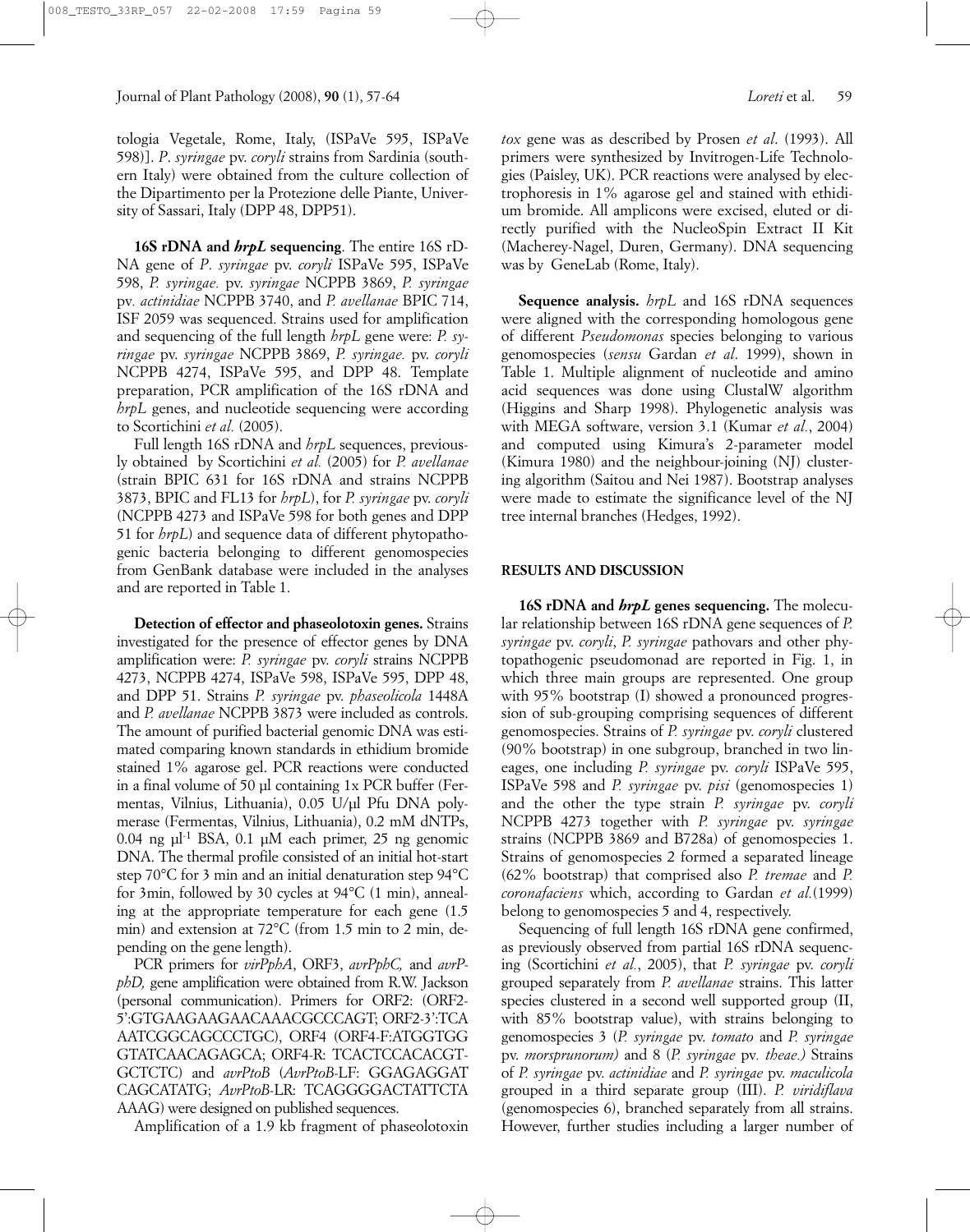tologia Vegetale, Rome, Italy, (ISPaVe 595, ISPaVe 598)]. *P*. *syringae* pv. *coryli* strains from Sardinia (southern Italy) were obtained from the culture collection of the Dipartimento per la Protezione delle Piante, University of Sassari, Italy (DPP 48, DPP51).

**16S rDNA and *hrpL* sequencing**. The entire 16S rDNA gene of *P*. *syringae* pv. *coryli* ISPaVe 595, ISPaVe 598, *P. syringae.* pv. *syringae* NCPPB 3869, *P. syringae* pv*. actinidiae* NCPPB 3740, and *P. avellanae* BPIC 714, ISF 2059 was sequenced. Strains used for amplification and sequencing of the full length *hrpL* gene were: *P. syringae* pv. *syringae* NCPPB 3869, *P. syringae.* pv. *coryli* NCPPB 4274, ISPaVe 595, and DPP 48. Template preparation, PCR amplification of the 16S rDNA and *hrpL* genes, and nucleotide sequencing were according to Scortichini *et al.* (2005).

Full length 16S rDNA and *hrpL* sequences, previously obtained by Scortichini *et al.* (2005) for *P. avellanae* (strain BPIC 631 for 16S rDNA and strains NCPPB 3873, BPIC and FL13 for *hrpL*), for *P. syringae* pv. *coryli* (NCPPB 4273 and ISPaVe 598 for both genes and DPP 51 for *hrpL*) and sequence data of different phytopathogenic bacteria belonging to different genomospecies from GenBank database were included in the analyses and are reported in Table 1.

**Detection of effector and phaseolotoxin genes.** Strains investigated for the presence of effector genes by DNA amplification were: *P. syringae* pv. *coryli* strains NCPPB 4273, NCPPB 4274, ISPaVe 598, ISPaVe 595, DPP 48, and DPP 51. Strains *P. syringae* pv. *phaseolicola* 1448A and *P. avellanae* NCPPB 3873 were included as controls. The amount of purified bacterial genomic DNA was estimated comparing known standards in ethidium bromide stained 1% agarose gel. PCR reactions were conducted in a final volume of 50 µl containing 1x PCR buffer (Fermentas, Vilnius, Lithuania), 0.05 U/µl Pfu DNA polymerase (Fermentas, Vilnius, Lithuania), 0.2 mM dNTPs, 0.04 ng µl$^{-1}$ BSA, 0.1 µM each primer, 25 ng genomic DNA. The thermal profile consisted of an initial hot-start step 70°C for 3 min and an initial denaturation step 94°C for 3min, followed by 30 cycles at 94°C (1 min), annealing at the appropriate temperature for each gene (1.5 min) and extension at 72°C (from 1.5 min to 2 min, depending on the gene length).

PCR primers for *virPphA*, ORF3, *avrPphC,* and *avrPphD,* gene amplification were obtained from R.W. Jackson (personal communication). Primers for ORF2: (ORF2-5':GTGAAGAAGAACAAACGCCCAGT; ORF2-3':TCAAATCGGCAGCCCTGC), ORF4 (ORF4-F:ATGGTGGGTATCAACAGAGCA; ORF4-R: TCACTCCACACGTGCTCTC) and *avrPtoB* (*AvrPtoB*-LF: GGAGAGGATCAGCATATG; *AvrPtoB*-LR: TCAGGGGACTATTCTAAAG) were designed on published sequences.

Amplification of a 1.9 kb fragment of phaseolotoxin *tox* gene was as described by Prosen *et al*. (1993). All primers were synthesized by Invitrogen-Life Technologies (Paisley, UK). PCR reactions were analysed by electrophoresis in 1% agarose gel and stained with ethidium bromide. All amplicons were excised, eluted or directly purified with the NucleoSpin Extract II Kit (Macherey-Nagel, Duren, Germany). DNA sequencing was by GeneLab (Rome, Italy).

**Sequence analysis.** *hrpL* and 16S rDNA sequences were aligned with the corresponding homologous gene of different *Pseudomonas* species belonging to various genomospecies (*sensu* Gardan *et al*. 1999), shown in Table 1. Multiple alignment of nucleotide and amino acid sequences was done using ClustalW algorithm (Higgins and Sharp 1998). Phylogenetic analysis was with MEGA software, version 3.1 (Kumar *et al.*, 2004) and computed using Kimura's 2-parameter model (Kimura 1980) and the neighbour-joining (NJ) clustering algorithm (Saitou and Nei 1987). Bootstrap analyses were made to estimate the significance level of the NJ tree internal branches (Hedges, 1992).

## RESULTS AND DISCUSSION

**16S rDNA and *hrpL* genes sequencing.** The molecular relationship between 16S rDNA gene sequences of *P. syringae* pv. *coryli*, *P. syringae* pathovars and other phytopathogenic pseudomonad are reported in Fig. 1, in which three main groups are represented. One group with 95% bootstrap (I) showed a pronounced progression of sub-grouping comprising sequences of different genomospecies. Strains of *P. syringae* pv. *coryli* clustered (90% bootstrap) in one subgroup, branched in two lineages, one including *P. syringae* pv. *coryli* ISPaVe 595, ISPaVe 598 and *P. syringae* pv. *pisi* (genomospecies 1) and the other the type strain *P. syringae* pv. *coryli* NCPPB 4273 together with *P. syringae* pv. *syringae* strains (NCPPB 3869 and B728a) of genomospecies 1. Strains of genomospecies 2 formed a separated lineage (62% bootstrap) that comprised also *P. tremae* and *P. coronafaciens* which, according to Gardan *et al.*(1999) belong to genomospecies 5 and 4, respectively.

Sequencing of full length 16S rDNA gene confirmed, as previously observed from partial 16S rDNA sequencing (Scortichini *et al.*, 2005), that *P. syringae* pv. *coryli* grouped separately from *P. avellanae* strains. This latter species clustered in a second well supported group (II, with 85% bootstrap value), with strains belonging to genomospecies 3 (*P. syringae* pv. *tomato* and *P. syringae* pv. *morsprunorum)* and 8 (*P. syringae* pv*. theae.)* Strains of *P. syringae* pv. *actinidiae* and *P. syringae* pv. *maculicola* grouped in a third separate group (III). *P. viridiflava* (genomospecies 6), branched separately from all strains. However, further studies including a larger number of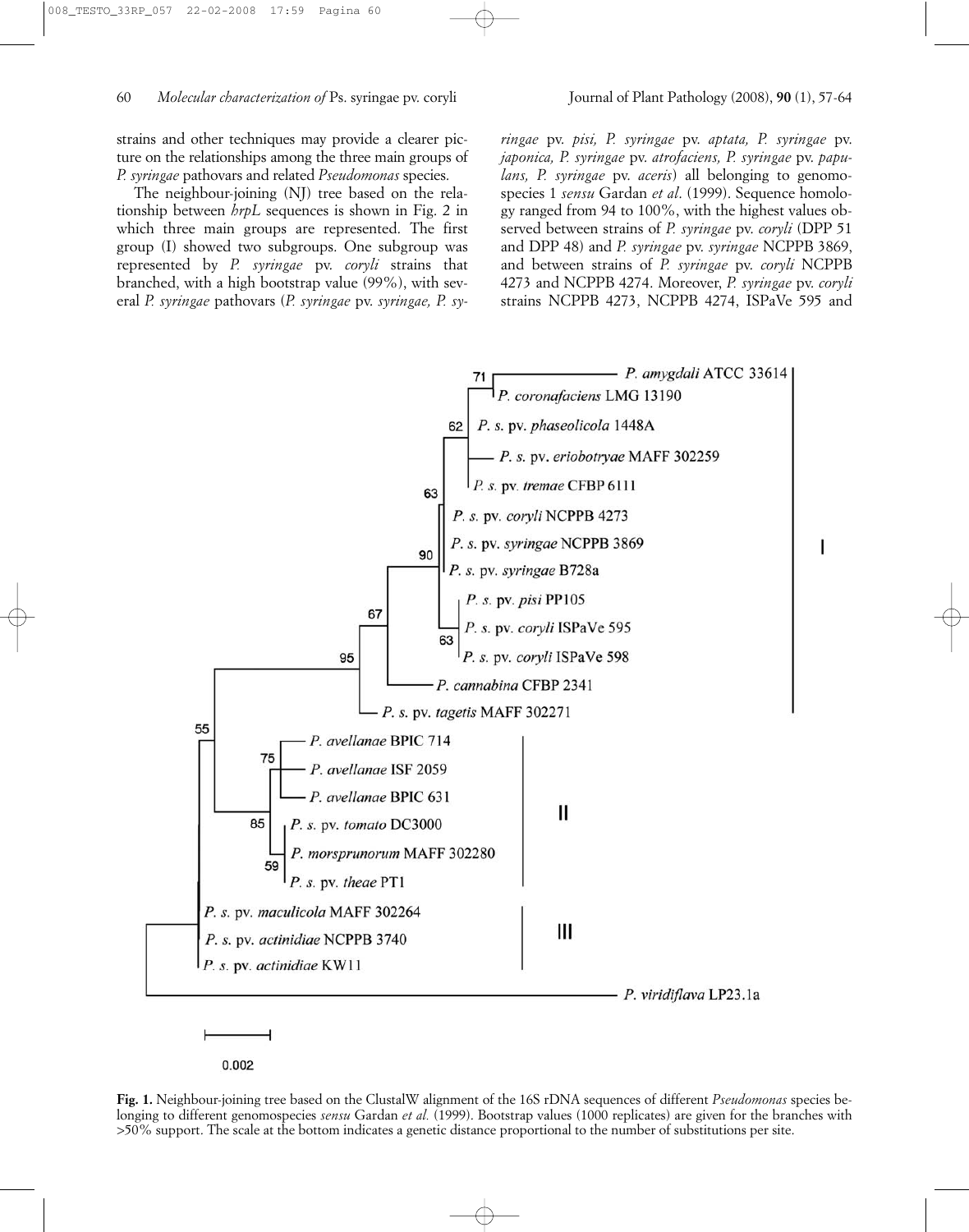strains and other techniques may provide a clearer picture on the relationships among the three main groups of *P. syringae* pathovars and related *Pseudomonas* species.

The neighbour-joining (NJ) tree based on the relationship between *hrpL* sequences is shown in Fig. 2 in which three main groups are represented. The first group (I) showed two subgroups. One subgroup was represented by *P. syringae* pv. *coryli* strains that branched, with a high bootstrap value (99%), with several *P. syringae* pathovars (*P. syringae* pv. *syringae, P. syringae* pv. *pisi, P. syringae* pv. *aptata, P. syringae* pv. *japonica, P. syringae* pv. *atrofaciens, P. syringae* pv. *papulans, P. syringae* pv. *aceris*) all belonging to genomospecies 1 *sensu* Gardan *et al*. (1999). Sequence homology ranged from 94 to 100%, with the highest values observed between strains of *P. syringae* pv. *coryli* (DPP 51 and DPP 48) and *P. syringae* pv. *syringae* NCPPB 3869, and between strains of *P. syringae* pv. *coryli* NCPPB 4273 and NCPPB 4274. Moreover, *P. syringae* pv. *coryli* strains NCPPB 4273, NCPPB 4274, ISPaVe 595 and

**Fig. 1.** Neighbour-joining tree based on the ClustalW alignment of the 16S rDNA sequences of different *Pseudomonas* species belonging to different genomospecies *sensu* Gardan *et al.* (1999). Bootstrap values (1000 replicates) are given for the branches with >50% support. The scale at the bottom indicates a genetic distance proportional to the number of substitutions per site.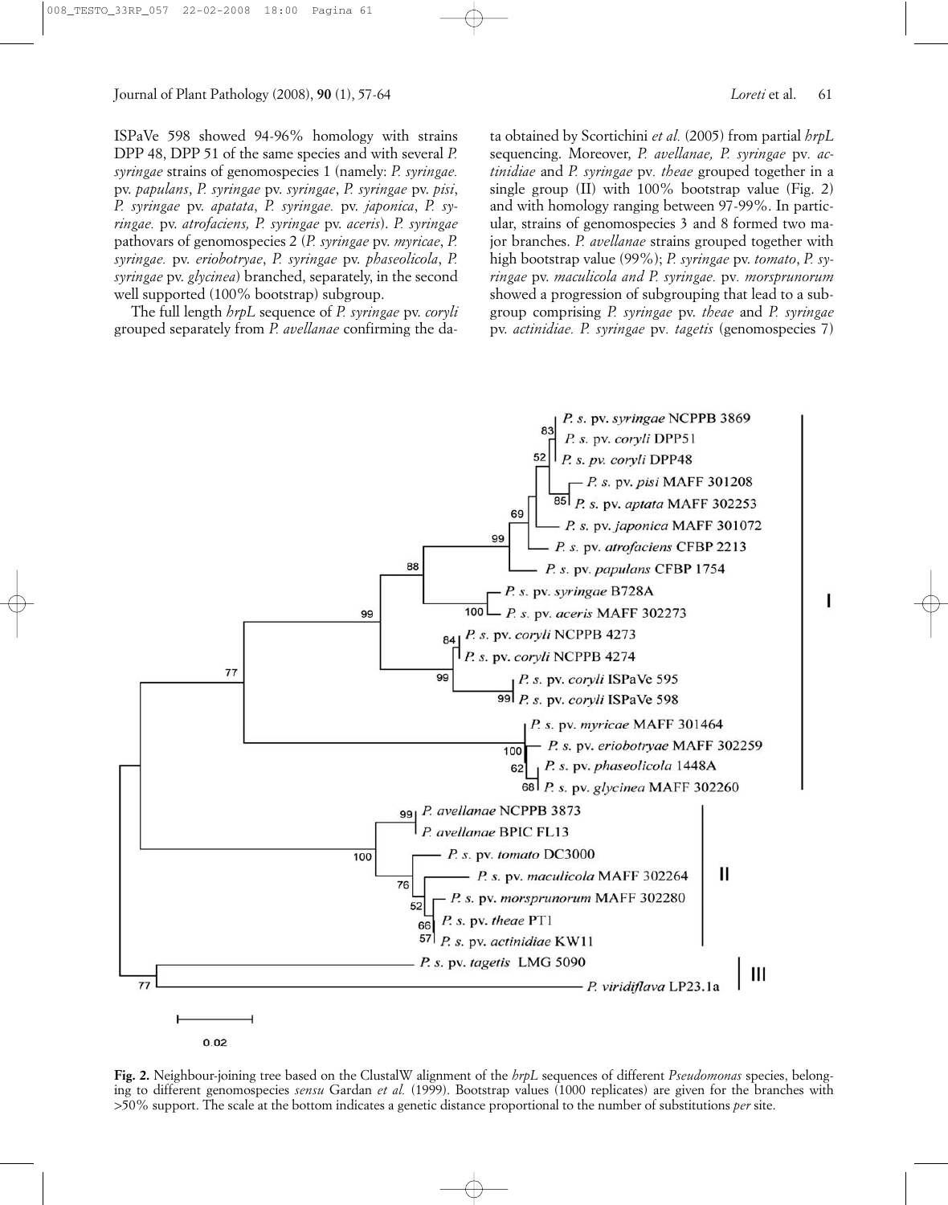ISPaVe 598 showed 94-96% homology with strains DPP 48, DPP 51 of the same species and with several *P. syringae* strains of genomospecies 1 (namely: *P. syringae.* pv. *papulans*, *P. syringae* pv. *syringae*, *P. syringae* pv. *pisi*, *P. syringae* pv. *apatata*, *P. syringae.* pv. *japonica*, *P. syringae.* pv. *atrofaciens, P. syringae* pv. *aceris*). *P. syringae* pathovars of genomospecies 2 (*P. syringae* pv. *myricae*, *P. syringae.* pv. *eriobotryae*, *P. syringae* pv. *phaseolicola*, *P. syringae* pv. *glycinea*) branched, separately, in the second well supported (100% bootstrap) subgroup.

The full length *hrpL* sequence of *P. syringae* pv. *coryli* grouped separately from *P. avellanae* confirming the data obtained by Scortichini *et al.* (2005) from partial *hrpL* sequencing. Moreover, *P. avellanae, P. syringae* pv. *actinidiae* and *P. syringae* pv. *theae* grouped together in a single group (II) with 100% bootstrap value (Fig. 2) and with homology ranging between 97-99%. In particular, strains of genomospecies 3 and 8 formed two major branches. *P. avellanae* strains grouped together with high bootstrap value (99%); *P. syringae* pv. *tomato*, *P. syringae* pv. *maculicola and P. syringae.* pv. *morsprunorum* showed a progression of subgrouping that lead to a subgroup comprising *P. syringae* pv. *theae* and *P. syringae* pv. *actinidiae. P. syringae* pv. *tagetis* (genomospecies 7)

**Fig. 2.** Neighbour-joining tree based on the ClustalW alignment of the *hrpL* sequences of different *Pseudomonas* species, belonging to different genomospecies *sensu* Gardan *et al.* (1999). Bootstrap values (1000 replicates) are given for the branches with >50% support. The scale at the bottom indicates a genetic distance proportional to the number of substitutions *per* site.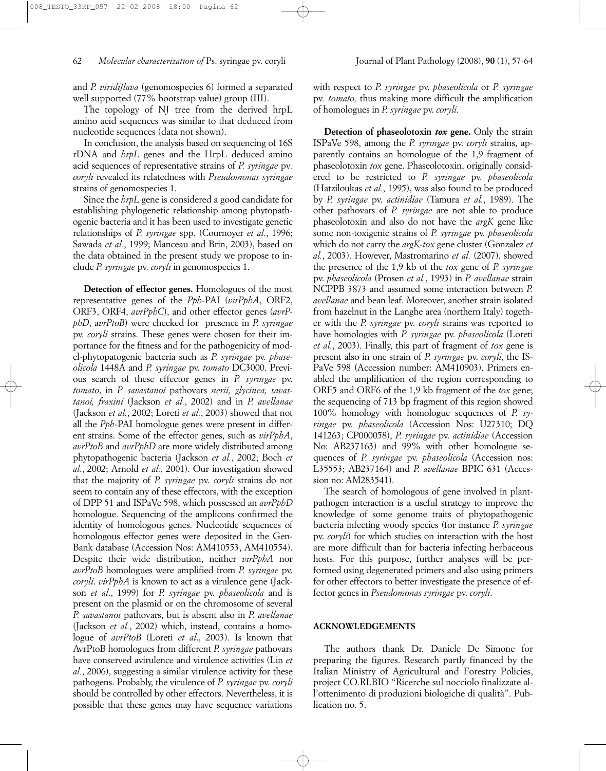and *P. viridiflava* (genomospecies 6) formed a separated well supported (77% bootstrap value) group (III).

The topology of NJ tree from the derived hrpL amino acid sequences was similar to that deduced from nucleotide sequences (data not shown).

In conclusion, the analysis based on sequencing of 16S rDNA and *hrpL* genes and the HrpL deduced amino acid sequences of representative strains of *P. syringae* pv. *coryli* revealed its relatedness with *Pseudomonas syringae* strains of genomospecies 1.

Since the *hrpL* gene is considered a good candidate for establishing phylogenetic relationship among phytopathogenic bacteria and it has been used to investigate genetic relationships of *P. syringae* spp. (Cournoyer *et al.*, 1996; Sawada *et al.*, 1999; Manceau and Brin, 2003), based on the data obtained in the present study we propose to include *P. syringae* pv. *coryli* in genomospecies 1.

**Detection of effector genes.** Homologues of the most representative genes of the *Pph*-PAI (*virPphA*, ORF2, ORF3, ORF4, *avrPphC*), and other effector genes (*avrPphD*, a*vrPtoB*) were checked for presence in *P. syringae* pv. *coryli* strains. These genes were chosen for their importance for the fitness and for the pathogenicity of model-phytopatogenic bacteria such as *P. syringae* pv. *phaseolicola* 1448A and *P. syringae* pv. *tomato* DC3000. Previous search of these effector genes in *P. syringae* pv. *tomato*, in *P. savastanoi* pathovars *nerii, glycinea, savastanoi, fraxini* (Jackson *et al.*, 2002) and in *P. avellanae* (Jackson *et al.*, 2002; Loreti *et al.*, 2003) showed that not all the *Pph*-PAI homologue genes were present in different strains. Some of the effector genes, such as *virPphA*, *avrPtoB* and *avrPphD* are more widely distributed among phytopathogenic bacteria (Jackson *et al.*, 2002; Boch *et al.*, 2002; Arnold *et al.*, 2001). Our investigation showed that the majority of *P. syringae* pv. *coryli* strains do not seem to contain any of these effectors, with the exception of DPP 51 and ISPaVe 598, which possessed an *avrPphD* homologue. Sequencing of the amplicons confirmed the identity of homologous genes. Nucleotide sequences of homologous effector genes were deposited in the GenBank database (Accession Nos: AM410553, AM410554). Despite their wide distribution, neither *virPphA* nor *avrPtoB* homologues were amplified from *P. syringae* pv. *coryli*. *virPphA* is known to act as a virulence gene (Jackson *et al.*, 1999) for *P. syringae* pv. *phaseolicola* and is present on the plasmid or on the chromosome of several *P. savastanoi* pathovars, but is absent also in *P. avellanae* (Jackson *et al.*, 2002) which, instead, contains a homologue of *avrPtoB* (Loreti *et al.*, 2003). Is known that AvrPtoB homologues from different *P. syringae* pathovars have conserved avirulence and virulence activities (Lin *et al.*, 2006), suggesting a similar virulence activity for these pathogens. Probably, the virulence of *P. syringae* pv. *coryli* should be controlled by other effectors. Nevertheless, it is possible that these genes may have sequence variations with respect to *P. syringae* pv. *phaseolicola* or *P. syringae* pv. *tomato,* thus making more difficult the amplification of homologues in *P. syringae* pv. *coryli*.

**Detection of phaseolotoxin *tox* gene.** Only the strain ISPaVe 598, among the *P. syringae* pv. *coryli* strains, apparently contains an homologue of the 1,9 fragment of phaseolotoxin *tox* gene. Phaseolotoxin, originally considered to be restricted to *P. syringae* pv. *phaseolicola* (Hatziloukas *et al.*, 1995), was also found to be produced by *P. syringae* pv. *actinidiae* (Tamura *et al.*, 1989). The other pathovars of *P. syringae* are not able to produce phaseolotoxin and also do not have the *argK* gene like some non-toxigenic strains of *P. syringae* pv. *phaseolicola* which do not carry the *argK-tox* gene cluster (Gonzalez *et al.*, 2003). However, Mastromarino *et al.* (2007), showed the presence of the 1,9 kb of the *tox* gene of *P. syringae* pv. *phaseolicola* (Prosen *et al.*, 1993) in *P. avellanae* strain NCPPB 3873 and assumed some interaction between *P. avellanae* and bean leaf. Moreover, another strain isolated from hazelnut in the Langhe area (northern Italy) together with the *P. syringae* pv. *coryli* strains was reported to have homologies with *P. syringae* pv. *phaseolicola* (Loreti *et al.*, 2003). Finally, this part of fragment of *tox* gene is present also in one strain of *P. syringae* pv. *coryli*, the ISPaVe 598 (Accession number: AM410903). Primers enabled the amplification of the region corresponding to ORF5 and ORF6 of the 1,9 kb fragment of the *tox* gene; the sequencing of 713 bp fragment of this region showed 100% homology with homologue sequences of *P. syringae* pv. *phaseolicola* (Accession Nos: U27310; DQ 141263; CP000058), *P. syringae* pv. *actinidiae* (Accession No: AB237163) and 99% with other homologue sequences of *P. syringae* pv. *phaseolicola* (Accession nos: L35553; AB237164) and *P. avellanae* BPIC 631 (Accession no: AM283541).

The search of homologous of gene involved in plant-pathogen interaction is a useful strategy to improve the knowledge of some genome traits of phytopathogenic bacteria infecting woody species (for instance *P. syringae* pv. *coryli*) for which studies on interaction with the host are more difficult than for bacteria infecting herbaceous hosts. For this purpose, further analyses will be performed using degenerated primers and also using primers for other effectors to better investigate the presence of effector genes in *Pseudomonas syringae* pv. *coryli*.

## ACKNOWLEDGEMENTS

The authors thank Dr. Daniele De Simone for preparing the figures. Research partly financed by the Italian Ministry of Agricultural and Forestry Policies, project CO.RI.BIO "Ricerche sul nocciolo finalizzate all'ottenimento di produzioni biologiche di qualità". Publication no. 5.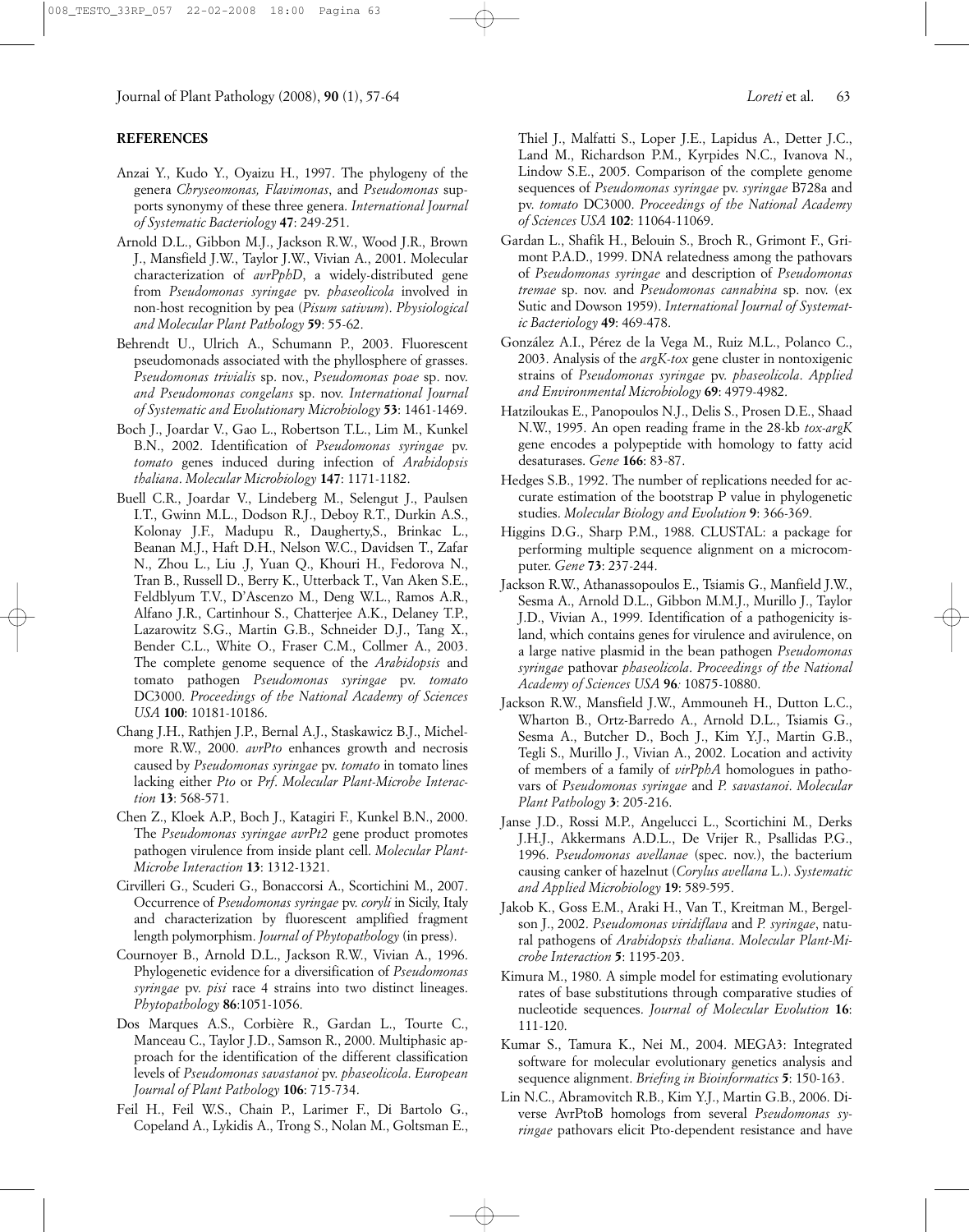## REFERENCES

Anzai Y., Kudo Y., Oyaizu H., 1997. The phylogeny of the genera *Chryseomonas, Flavimonas*, and *Pseudomonas* supports synonymy of these three genera. *International Journal of Systematic Bacteriology* **47**: 249-251.

Arnold D.L., Gibbon M.J., Jackson R.W., Wood J.R., Brown J., Mansfield J.W., Taylor J.W., Vivian A., 2001. Molecular characterization of *avrPphD*, a widely-distributed gene from *Pseudomonas syringae* pv. *phaseolicola* involved in non-host recognition by pea (*Pisum sativum*). *Physiological and Molecular Plant Pathology* **59**: 55-62.

Behrendt U., Ulrich A., Schumann P., 2003. Fluorescent pseudomonads associated with the phyllosphere of grasses. *Pseudomonas trivialis* sp. nov., *Pseudomonas poae* sp. nov. *and Pseudomonas congelans* sp. nov. *International Journal of Systematic and Evolutionary Microbiology* **53**: 1461-1469.

Boch J., Joardar V., Gao L., Robertson T.L., Lim M., Kunkel B.N., 2002. Identification of *Pseudomonas syringae* pv. *tomato* genes induced during infection of *Arabidopsis thaliana*. *Molecular Microbiology* **147**: 1171-1182.

Buell C.R., Joardar V., Lindeberg M., Selengut J., Paulsen I.T., Gwinn M.L., Dodson R.J., Deboy R.T., Durkin A.S., Kolonay J.F., Madupu R., Daugherty,S., Brinkac L., Beanan M.J., Haft D.H., Nelson W.C., Davidsen T., Zafar N., Zhou L., Liu .J, Yuan Q., Khouri H., Fedorova N., Tran B., Russell D., Berry K., Utterback T., Van Aken S.E., Feldblyum T.V., D'Ascenzo M., Deng W.L., Ramos A.R., Alfano J.R., Cartinhour S., Chatterjee A.K., Delaney T.P., Lazarowitz S.G., Martin G.B., Schneider D.J., Tang X., Bender C.L., White O., Fraser C.M., Collmer A., 2003. The complete genome sequence of the *Arabidopsis* and tomato pathogen *Pseudomonas syringae* pv. *tomato* DC3000. *Proceedings of the National Academy of Sciences USA* **100**: 10181-10186.

Chang J.H., Rathjen J.P., Bernal A.J., Staskawicz B.J., Michelmore R.W., 2000. *avrPto* enhances growth and necrosis caused by *Pseudomonas syringae* pv. *tomato* in tomato lines lacking either *Pto* or *Prf*. *Molecular Plant-Microbe Interaction* **13**: 568-571.

Chen Z., Kloek A.P., Boch J., Katagiri F., Kunkel B.N., 2000. The *Pseudomonas syringae avrPt2* gene product promotes pathogen virulence from inside plant cell. *Molecular Plant-Microbe Interaction* **13**: 1312-1321.

Cirvilleri G., Scuderi G., Bonaccorsi A., Scortichini M., 2007. Occurrence of *Pseudomonas syringae* pv. *coryli* in Sicily, Italy and characterization by fluorescent amplified fragment length polymorphism. *Journal of Phytopathology* (in press).

Cournoyer B., Arnold D.L., Jackson R.W., Vivian A., 1996. Phylogenetic evidence for a diversification of *Pseudomonas syringae* pv. *pisi* race 4 strains into two distinct lineages. *Phytopathology* **86**:1051-1056.

Dos Marques A.S., Corbière R., Gardan L., Tourte C., Manceau C., Taylor J.D., Samson R., 2000. Multiphasic approach for the identification of the different classification levels of *Pseudomonas savastanoi* pv. *phaseolicola*. *European Journal of Plant Pathology* **106**: 715-734.

Feil H., Feil W.S., Chain P., Larimer F., Di Bartolo G., Copeland A., Lykidis A., Trong S., Nolan M., Goltsman E., Thiel J., Malfatti S., Loper J.E., Lapidus A., Detter J.C., Land M., Richardson P.M., Kyrpides N.C., Ivanova N., Lindow S.E., 2005. Comparison of the complete genome sequences of *Pseudomonas syringae* pv. *syringae* B728a and pv. *tomato* DC3000. *Proceedings of the National Academy of Sciences USA* **102**: 11064-11069.

Gardan L., Shafik H., Belouin S., Broch R., Grimont F., Grimont P.A.D., 1999. DNA relatedness among the pathovars of *Pseudomonas syringae* and description of *Pseudomonas tremae* sp. nov. and *Pseudomonas cannabina* sp. nov. (ex Sutic and Dowson 1959). *International Journal of Systematic Bacteriology* **49**: 469-478.

González A.I., Pérez de la Vega M., Ruiz M.L., Polanco C., 2003. Analysis of the *argK-tox* gene cluster in nontoxigenic strains of *Pseudomonas syringae* pv. *phaseolicola*. *Applied and Environmental Microbiology* **69**: 4979-4982.

Hatziloukas E., Panopoulos N.J., Delis S., Prosen D.E., Shaad N.W., 1995. An open reading frame in the 28-kb *tox-argK* gene encodes a polypeptide with homology to fatty acid desaturases. *Gene* **166**: 83-87.

Hedges S.B., 1992. The number of replications needed for accurate estimation of the bootstrap P value in phylogenetic studies. *Molecular Biology and Evolution* **9**: 366-369.

Higgins D.G., Sharp P.M., 1988. CLUSTAL: a package for performing multiple sequence alignment on a microcomputer. *Gene* **73**: 237-244.

Jackson R.W., Athanassopoulos E., Tsiamis G., Manfield J.W., Sesma A., Arnold D.L., Gibbon M.M.J., Murillo J., Taylor J.D., Vivian A., 1999. Identification of a pathogenicity island, which contains genes for virulence and avirulence, on a large native plasmid in the bean pathogen *Pseudomonas syringae* pathovar *phaseolicola*. *Proceedings of the National Academy of Sciences USA* **96***:* 10875-10880.

Jackson R.W., Mansfield J.W., Ammouneh H., Dutton L.C., Wharton B., Ortz-Barredo A., Arnold D.L., Tsiamis G., Sesma A., Butcher D., Boch J., Kim Y.J., Martin G.B., Tegli S., Murillo J., Vivian A., 2002. Location and activity of members of a family of *virPphA* homologues in pathovars of *Pseudomonas syringae* and *P. savastanoi*. *Molecular Plant Pathology* **3**: 205-216.

Janse J.D., Rossi M.P., Angelucci L., Scortichini M., Derks J.H.J., Akkermans A.D.L., De Vrijer R., Psallidas P.G., 1996. *Pseudomonas avellanae* (spec. nov.), the bacterium causing canker of hazelnut (*Corylus avellana* L.). *Systematic and Applied Microbiology* **19**: 589-595.

Jakob K., Goss E.M., Araki H., Van T., Kreitman M., Bergelson J., 2002. *Pseudomonas viridiflava* and *P. syringae*, natural pathogens of *Arabidopsis thaliana*. *Molecular Plant-Microbe Interaction* **5**: 1195-203.

Kimura M., 1980. A simple model for estimating evolutionary rates of base substitutions through comparative studies of nucleotide sequences. *Journal of Molecular Evolution* **16**: 111-120.

Kumar S., Tamura K., Nei M., 2004. MEGA3: Integrated software for molecular evolutionary genetics analysis and sequence alignment. *Briefing in Bioinformatics* **5**: 150-163.

Lin N.C., Abramovitch R.B., Kim Y.J., Martin G.B., 2006. Diverse AvrPtoB homologs from several *Pseudomonas syringae* pathovars elicit Pto-dependent resistance and have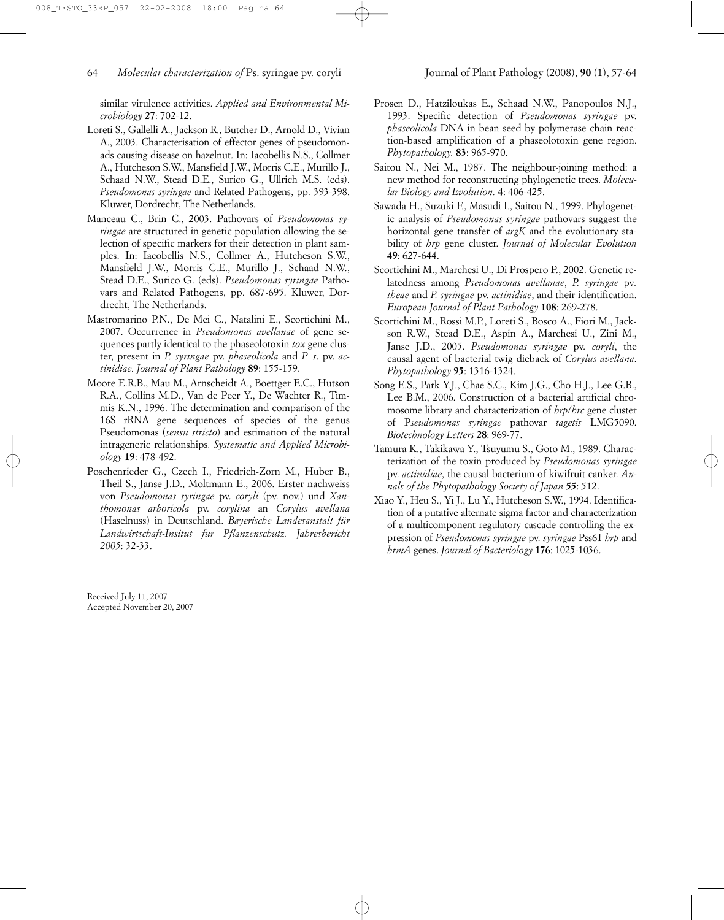similar virulence activities. *Applied and Environmental Microbiology* **27**: 702-12.

Loreti S., Gallelli A., Jackson R., Butcher D., Arnold D., Vivian A., 2003. Characterisation of effector genes of pseudomonads causing disease on hazelnut. In: Iacobellis N.S., Collmer A., Hutcheson S.W., Mansfield J.W., Morris C.E., Murillo J., Schaad N.W., Stead D.E., Surico G., Ullrich M.S. (eds). *Pseudomonas syringae* and Related Pathogens, pp. 393-398. Kluwer, Dordrecht, The Netherlands.

Manceau C., Brin C., 2003. Pathovars of *Pseudomonas syringae* are structured in genetic population allowing the selection of specific markers for their detection in plant samples. In: Iacobellis N.S., Collmer A., Hutcheson S.W., Mansfield J.W., Morris C.E., Murillo J., Schaad N.W., Stead D.E., Surico G. (eds). *Pseudomonas syringae* Pathovars and Related Pathogens, pp. 687-695. Kluwer, Dordrecht, The Netherlands.

Mastromarino P.N., De Mei C., Natalini E., Scortichini M., 2007. Occurrence in *Pseudomonas avellanae* of gene sequences partly identical to the phaseolotoxin *tox* gene cluster, present in *P. syringae* pv. *phaseolicola* and *P. s*. pv. *actinidiae. Journal of Plant Pathology* **89**: 155-159.

Moore E.R.B., Mau M., Arnscheidt A., Boettger E.C., Hutson R.A., Collins M.D., Van de Peer Y., De Wachter R., Timmis K.N., 1996. The determination and comparison of the 16S rRNA gene sequences of species of the genus Pseudomonas (*sensu stricto*) and estimation of the natural intrageneric relationships*. Systematic and Applied Microbiology* **19**: 478-492.

Poschenrieder G., Czech I., Friedrich-Zorn M., Huber B., Theil S., Janse J.D., Moltmann E., 2006. Erster nachweiss von *Pseudomonas syringae* pv. *coryli* (pv. nov.) und *Xanthomonas arboricola* pv. *corylina* an *Corylus avellana* (Haselnuss) in Deutschland. *Bayerische Landesanstalt für Landwirtschaft-Insitut fur Pflanzenschutz. Jahresbericht 2005*: 32-33.

Prosen D., Hatziloukas E., Schaad N.W., Panopoulos N.J., 1993. Specific detection of *Pseudomonas syringae* pv. *phaseolicola* DNA in bean seed by polymerase chain reaction-based amplification of a phaseolotoxin gene region. *Phytopathology.* **83**: 965-970.

Saitou N., Nei M., 1987. The neighbour-joining method: a new method for reconstructing phylogenetic trees. *Molecular Biology and Evolution.* **4**: 406-425.

Sawada H., Suzuki F., Masudi I., Saitou N., 1999. Phylogenetic analysis of *Pseudomonas syringae* pathovars suggest the horizontal gene transfer of *argK* and the evolutionary stability of *hrp* gene cluster. *Journal of Molecular Evolution* **49**: 627-644.

Scortichini M., Marchesi U., Di Prospero P., 2002. Genetic relatedness among *Pseudomonas avellanae*, *P. syringae* pv*. theae* and *P. syringae* pv. *actinidiae*, and their identification. *European Journal of Plant Pathology* **108**: 269-278.

Scortichini M., Rossi M.P., Loreti S., Bosco A., Fiori M., Jackson R.W., Stead D.E., Aspin A., Marchesi U., Zini M., Janse J.D., 2005. *Pseudomonas syringae* pv. *coryli*, the causal agent of bacterial twig dieback of *Corylus avellana*. *Phytopathology* **95**: 1316-1324.

Song E.S., Park Y.J., Chae S.C., Kim J.G., Cho H.J., Lee G.B., Lee B.M., 2006. Construction of a bacterial artificial chromosome library and characterization of *hrp/hrc* gene cluster of P*seudomonas syringae* pathovar *tagetis* LMG5090. *Biotechnology Letters* **28**: 969-77.

Tamura K., Takikawa Y., Tsuyumu S., Goto M., 1989. Characterization of the toxin produced by *Pseudomonas syringae* pv. *actinidiae*, the causal bacterium of kiwifruit canker. *Annals of the Phytopathology Society of Japan* **55**: 512.

Xiao Y., Heu S., Yi J., Lu Y., Hutcheson S.W., 1994. Identification of a putative alternate sigma factor and characterization of a multicomponent regulatory cascade controlling the expression of *Pseudomonas syringae* pv. *syringae* Pss61 *hrp* and *hrmA* genes. *Journal of Bacteriology* **176**: 1025-1036.

Received July 11, 2007
Accepted November 20, 2007